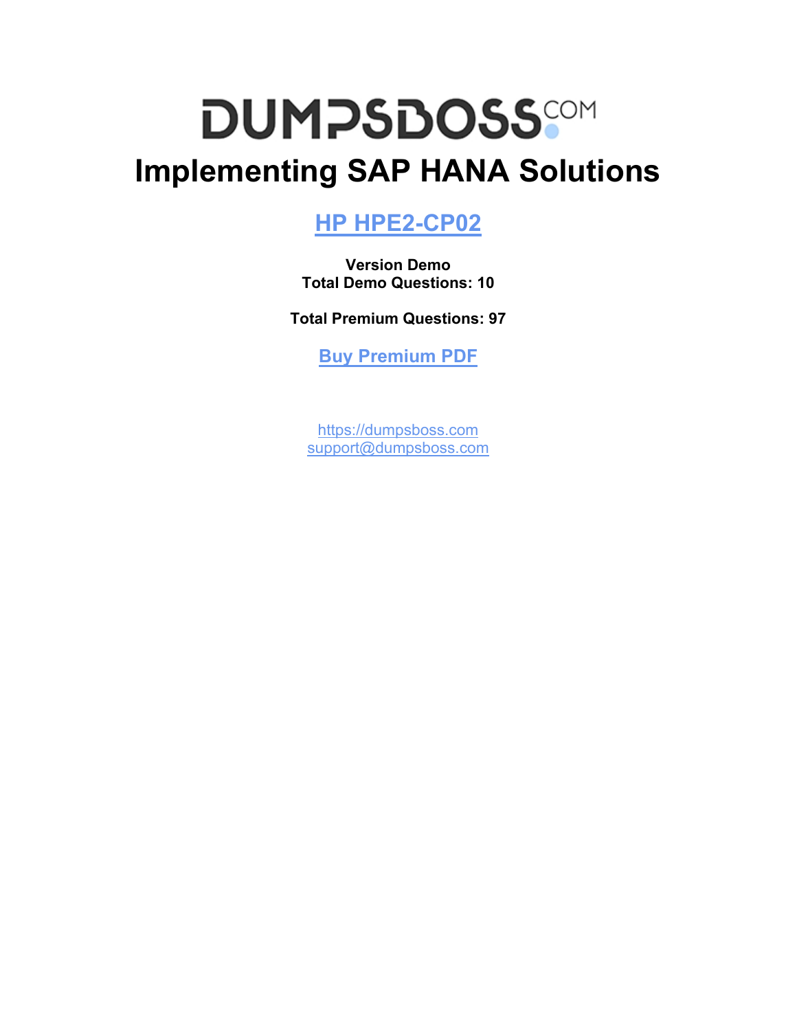# DUMPSBOSS.COM

# Implementing SAP HANA Solutions

## [HP HPE2-CP02](https://dumpsboss.com)

**Version Demo**
**Total Demo Questions: 10**

**Total Premium Questions: 97**

**[Buy Premium PDF](https://dumpsboss.com)**

[https://dumpsboss.com](https://dumpsboss.com)
[support@dumpsboss.com](mailto:support@dumpsboss.com)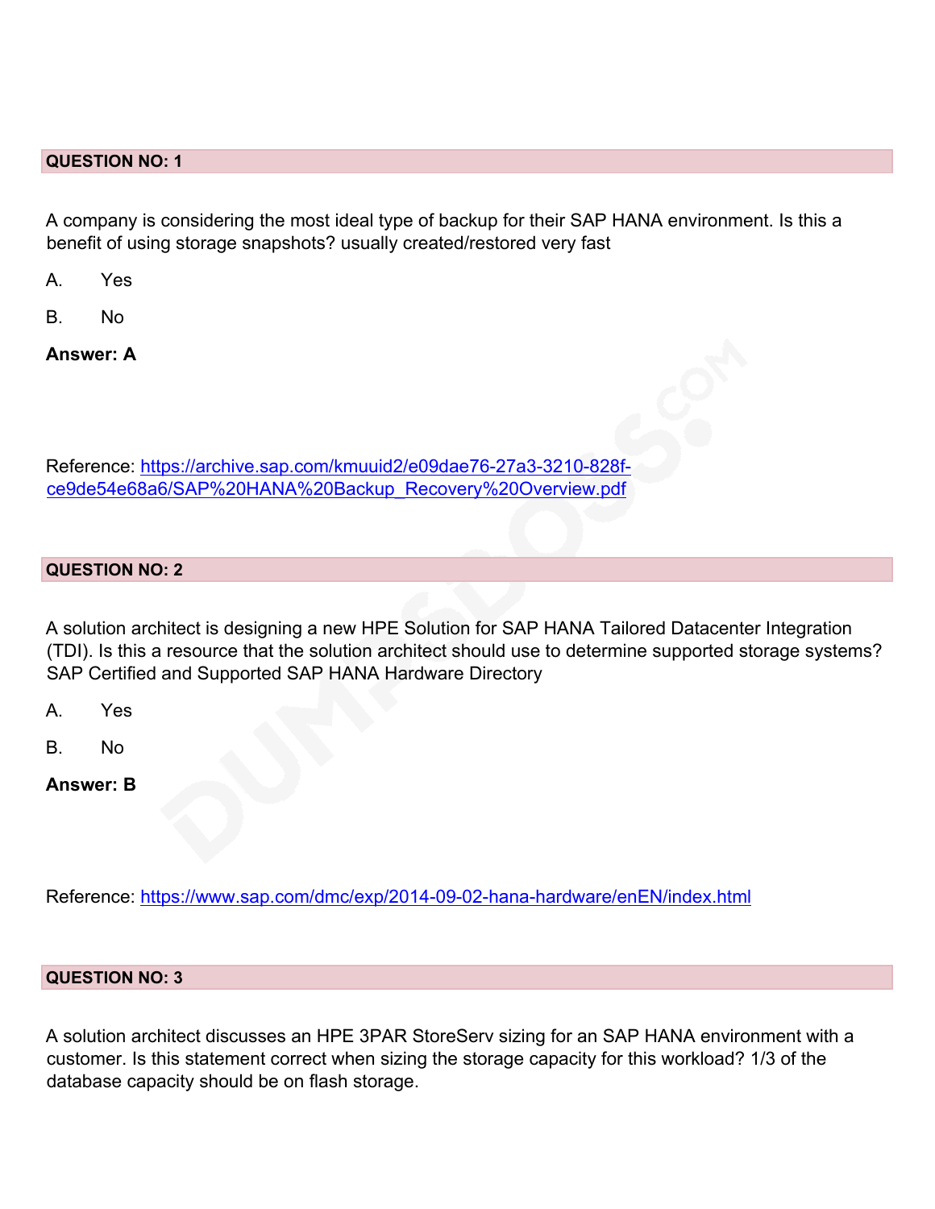**QUESTION NO: 1**

A company is considering the most ideal type of backup for their SAP HANA environment. Is this a benefit of using storage snapshots? usually created/restored very fast

A. Yes

B. No

**Answer: A**

Reference: https://archive.sap.com/kmuuid2/e09dae76-27a3-3210-828f-ce9de54e68a6/SAP%20HANA%20Backup_Recovery%20Overview.pdf

**QUESTION NO: 2**

A solution architect is designing a new HPE Solution for SAP HANA Tailored Datacenter Integration (TDI). Is this a resource that the solution architect should use to determine supported storage systems? SAP Certified and Supported SAP HANA Hardware Directory

A. Yes

B. No

**Answer: B**

Reference: https://www.sap.com/dmc/exp/2014-09-02-hana-hardware/enEN/index.html

**QUESTION NO: 3**

A solution architect discusses an HPE 3PAR StoreServ sizing for an SAP HANA environment with a customer. Is this statement correct when sizing the storage capacity for this workload? 1/3 of the database capacity should be on flash storage.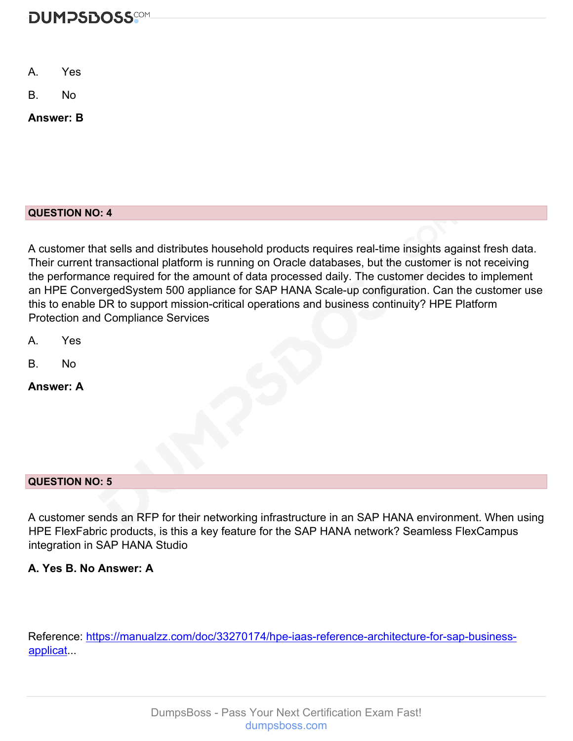A. Yes

B. No

**Answer: B**

**QUESTION NO: 4**

A customer that sells and distributes household products requires real-time insights against fresh data. Their current transactional platform is running on Oracle databases, but the customer is not receiving the performance required for the amount of data processed daily. The customer decides to implement an HPE ConvergedSystem 500 appliance for SAP HANA Scale-up configuration. Can the customer use this to enable DR to support mission-critical operations and business continuity? HPE Platform Protection and Compliance Services

A. Yes

B. No

**Answer: A**

**QUESTION NO: 5**

A customer sends an RFP for their networking infrastructure in an SAP HANA environment. When using HPE FlexFabric products, is this a key feature for the SAP HANA network? Seamless FlexCampus integration in SAP HANA Studio

**A. Yes B. No Answer: A**

Reference: [https://manualzz.com/doc/33270174/hpe-iaas-reference-architecture-for-sap-business-applicat](https://manualzz.com/doc/33270174/hpe-iaas-reference-architecture-for-sap-business-applicat)...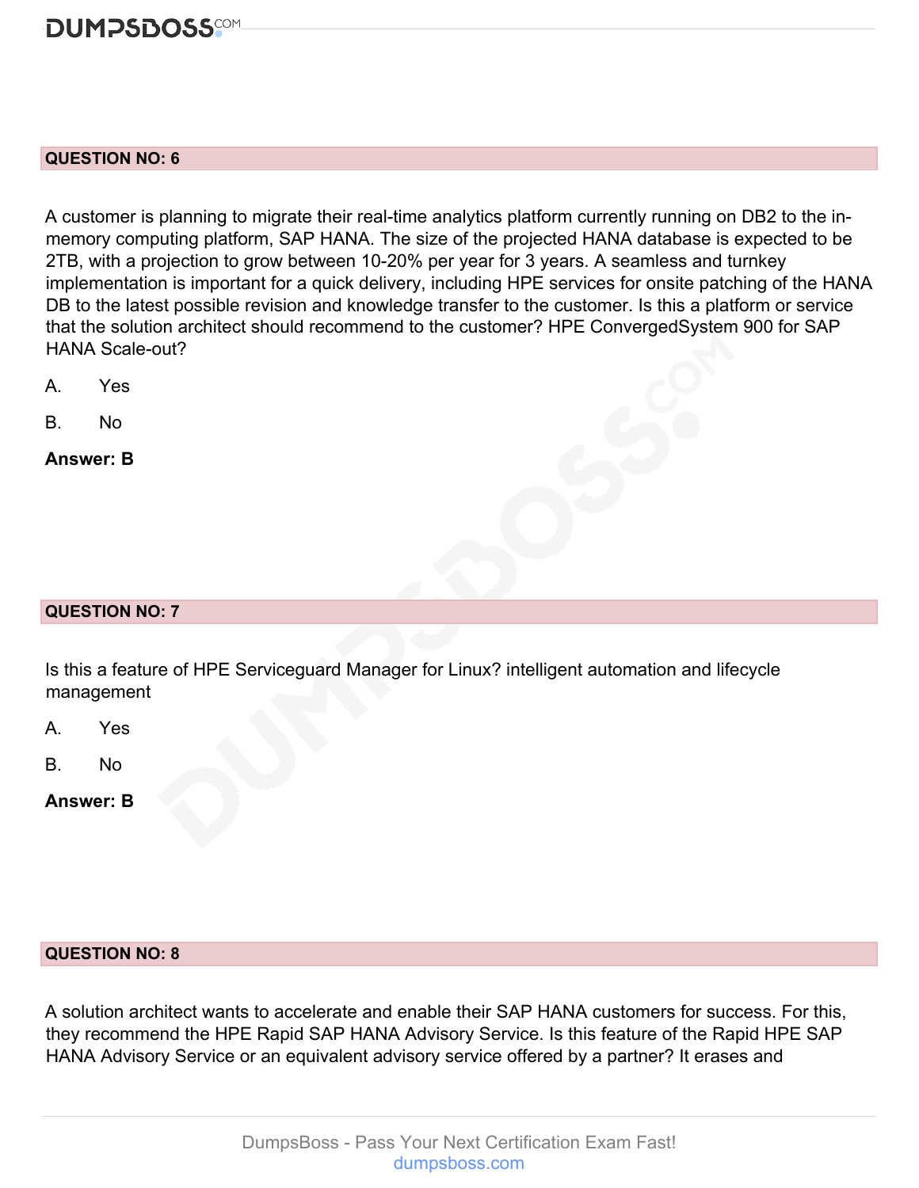## QUESTION NO: 6

A customer is planning to migrate their real-time analytics platform currently running on DB2 to the in-memory computing platform, SAP HANA. The size of the projected HANA database is expected to be 2TB, with a projection to grow between 10-20% per year for 3 years. A seamless and turnkey implementation is important for a quick delivery, including HPE services for onsite patching of the HANA DB to the latest possible revision and knowledge transfer to the customer. Is this a platform or service that the solution architect should recommend to the customer? HPE ConvergedSystem 900 for SAP HANA Scale-out?

A. Yes

B. No

**Answer: B**

## QUESTION NO: 7

Is this a feature of HPE Serviceguard Manager for Linux? intelligent automation and lifecycle management

A. Yes

B. No

**Answer: B**

## QUESTION NO: 8

A solution architect wants to accelerate and enable their SAP HANA customers for success. For this, they recommend the HPE Rapid SAP HANA Advisory Service. Is this feature of the Rapid HPE SAP HANA Advisory Service or an equivalent advisory service offered by a partner? It erases and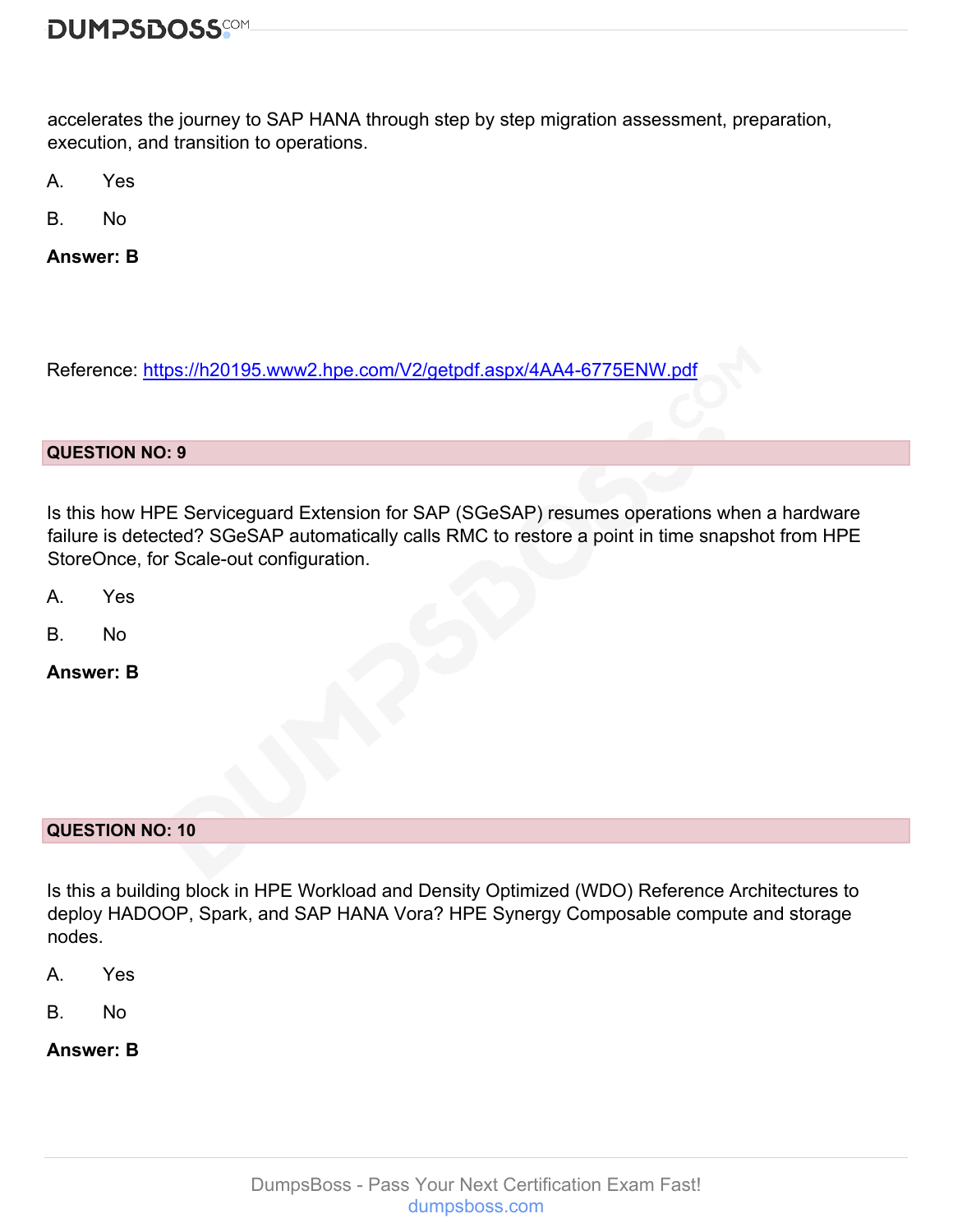accelerates the journey to SAP HANA through step by step migration assessment, preparation, execution, and transition to operations.

A. Yes

B. No

**Answer: B**

Reference: https://h20195.www2.hpe.com/V2/getpdf.aspx/4AA4-6775ENW.pdf

**QUESTION NO: 9**

Is this how HPE Serviceguard Extension for SAP (SGeSAP) resumes operations when a hardware failure is detected? SGeSAP automatically calls RMC to restore a point in time snapshot from HPE StoreOnce, for Scale-out configuration.

A. Yes

B. No

**Answer: B**

**QUESTION NO: 10**

Is this a building block in HPE Workload and Density Optimized (WDO) Reference Architectures to deploy HADOOP, Spark, and SAP HANA Vora? HPE Synergy Composable compute and storage nodes.

A. Yes

B. No

**Answer: B**